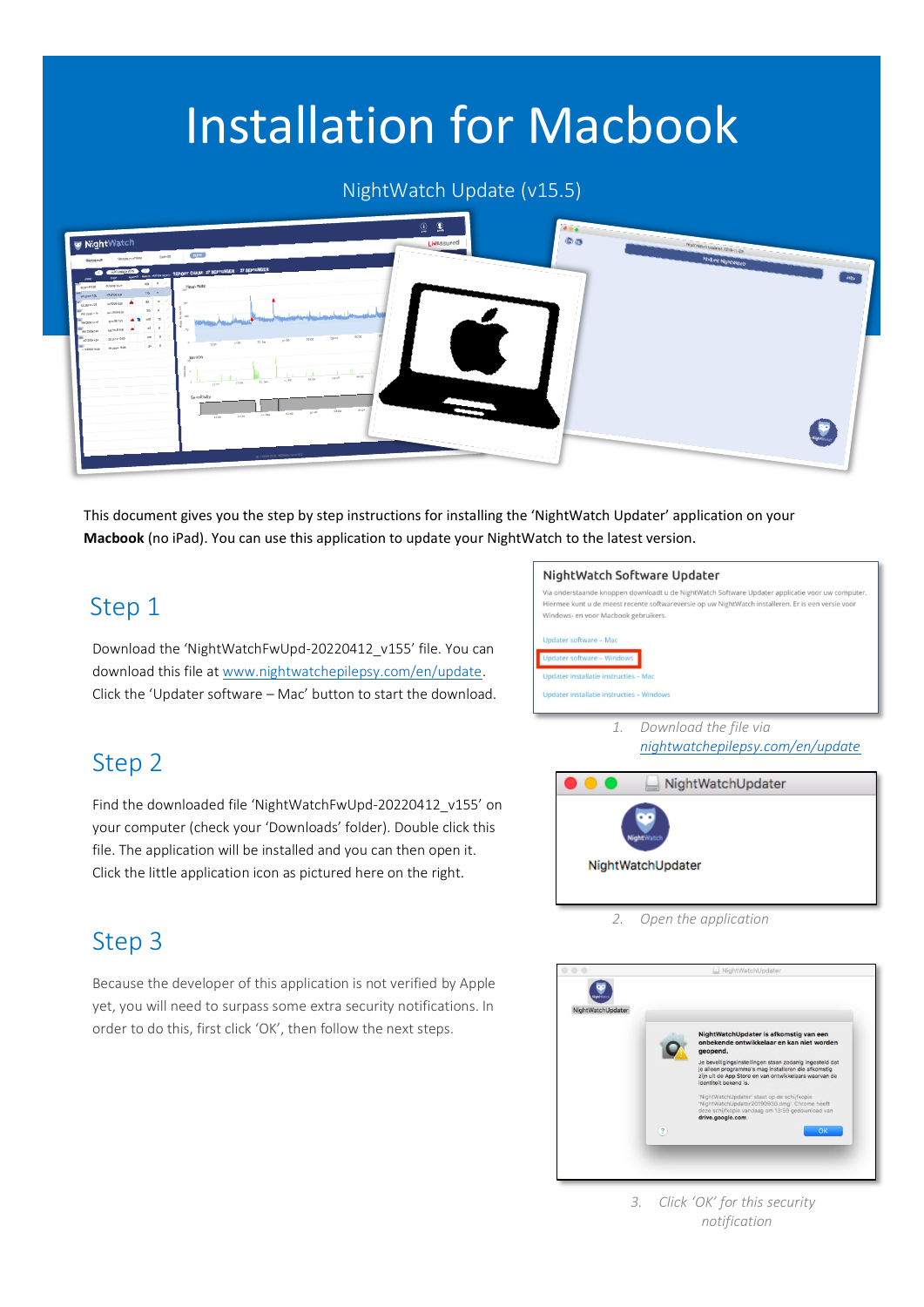# Installation for Macbook

NightWatch Update (v15.5)

This document gives you the step by step instructions for installing the 'NightWatch Updater' application on your **Macbook** (no iPad). You can use this application to update your NightWatch to the latest version.

## Step 1

Download the 'NightWatchFwUpd-20220412_v155' file. You can download this file at www.nightwatchepilepsy.com/en/update. Click the 'Updater software – Mac' button to start the download.

*1. Download the file via nightwatchepilepsy.com/en/update*

## Step 2

Find the downloaded file 'NightWatchFwUpd-20220412_v155' on your computer (check your 'Downloads' folder). Double click this file. The application will be installed and you can then open it. Click the little application icon as pictured here on the right.

*2. Open the application*

## Step 3

Because the developer of this application is not verified by Apple yet, you will need to surpass some extra security notifications. In order to do this, first click 'OK', then follow the next steps.

*3. Click 'OK' for this security notification*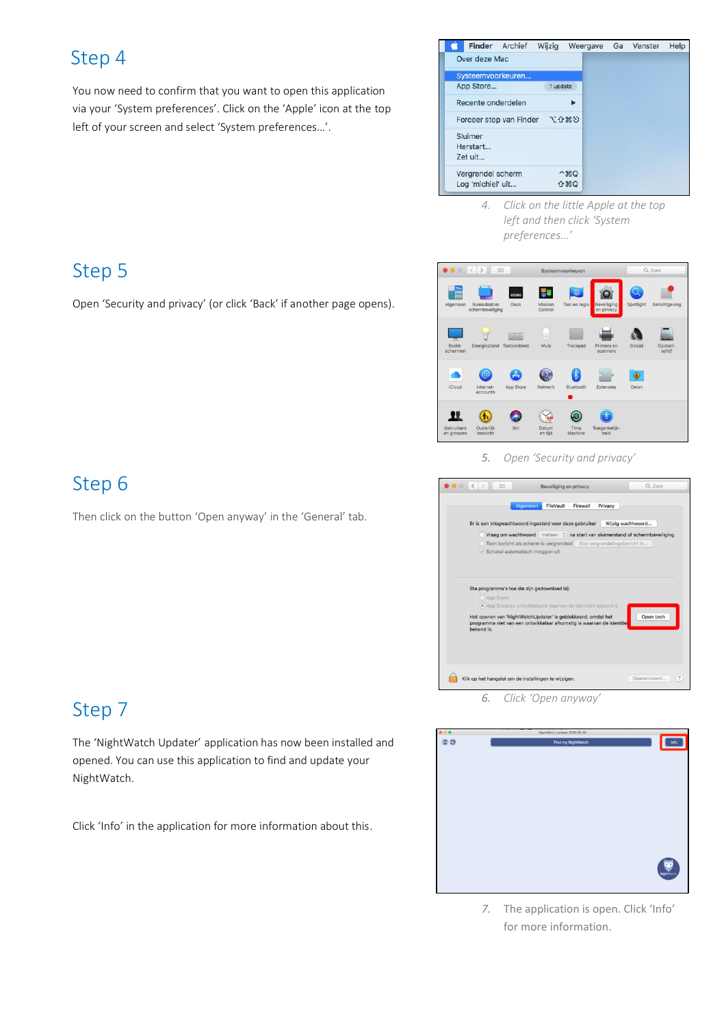## Step 4

You now need to confirm that you want to open this application via your 'System preferences'. Click on the 'Apple' icon at the top left of your screen and select 'System preferences…'.

4. *Click on the little Apple at the top left and then click 'System preferences…'*

## Step 5

Open 'Security and privacy' (or click 'Back' if another page opens).

5. *Open 'Security and privacy'*

## Step 6

Then click on the button 'Open anyway' in the 'General' tab.

6. *Click 'Open anyway'*

## Step 7

The 'NightWatch Updater' application has now been installed and opened. You can use this application to find and update your NightWatch.

Click 'Info' in the application for more information about this.

7. The application is open. Click 'Info' for more information.